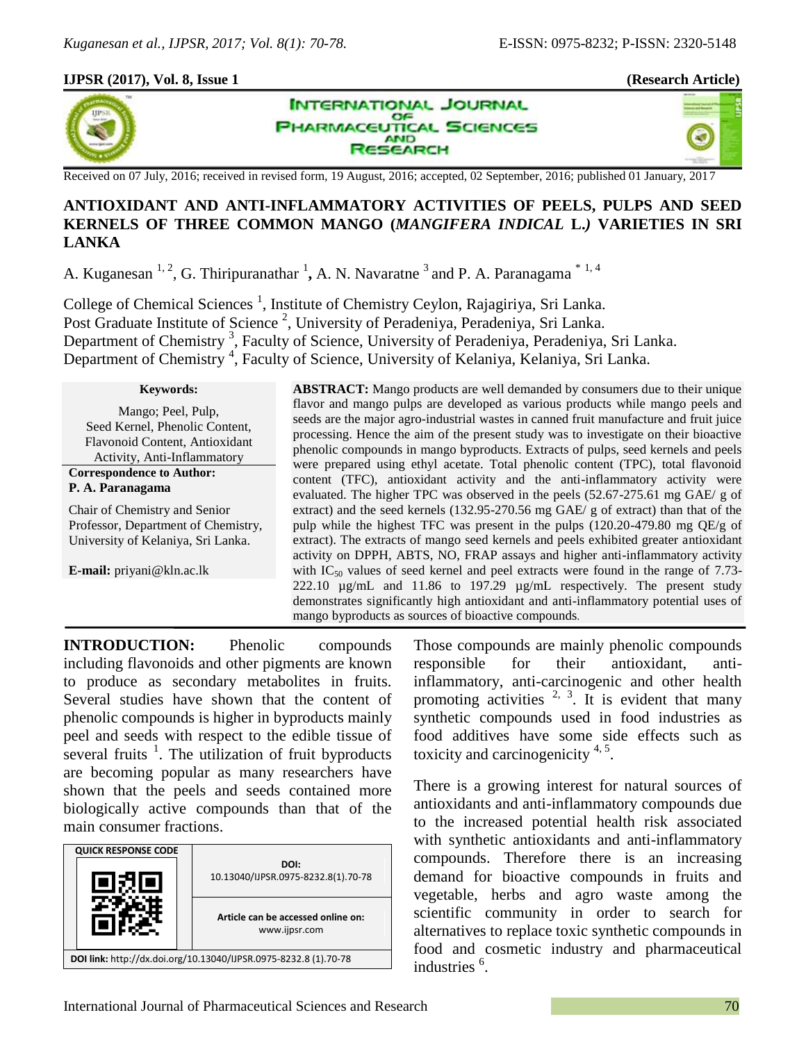# ANTIOXIDANT AND ANTI-INFLAMMATORY ACTIVITIES OF PEELS, PULPS AND SEED KERNELS OF THREE COMMON MANGO (*MANGIFERA INDICAL* L.*)* VARIETIES IN SRI LANKA

A. Kuganesan [1, 2], G. Thiripuranathar [1], A. N. Navaratne [3] and P. A. Paranagama [* 1, 4]

College of Chemical Sciences [1], Institute of Chemistry Ceylon, Rajagiriya, Sri Lanka.
Post Graduate Institute of Science [2], University of Peradeniya, Peradeniya, Sri Lanka.
Department of Chemistry [3], Faculty of Science, University of Peradeniya, Peradeniya, Sri Lanka.
Department of Chemistry [4], Faculty of Science, University of Kelaniya, Kelaniya, Sri Lanka.

Received on 07 July, 2016; received in revised form, 19 August, 2016; accepted, 02 September, 2016; published 01 January, 2017

**Keywords:**

Mango; Peel, Pulp, Seed Kernel, Phenolic Content, Flavonoid Content, Antioxidant Activity, Anti-Inflammatory

**Correspondence to Author:**
**P. A. Paranagama**

Chair of Chemistry and Senior Professor, Department of Chemistry, University of Kelaniya, Sri Lanka.

**E-mail:** priyani@kln.ac.lk

**ABSTRACT:** Mango products are well demanded by consumers due to their unique flavor and mango pulps are developed as various products while mango peels and seeds are the major agro-industrial wastes in canned fruit manufacture and fruit juice processing. Hence the aim of the present study was to investigate on their bioactive phenolic compounds in mango byproducts. Extracts of pulps, seed kernels and peels were prepared using ethyl acetate. Total phenolic content (TPC), total flavonoid content (TFC), antioxidant activity and the anti-inflammatory activity were evaluated. The higher TPC was observed in the peels (52.67-275.61 mg GAE/ g of extract) and the seed kernels (132.95-270.56 mg GAE/ g of extract) than that of the pulp while the highest TFC was present in the pulps (120.20-479.80 mg QE/g of extract). The extracts of mango seed kernels and peels exhibited greater antioxidant activity on DPPH, ABTS, NO, FRAP assays and higher anti-inflammatory activity with $IC_{50}$ values of seed kernel and peel extracts were found in the range of 7.73-222.10 µg/mL and 11.86 to 197.29 µg/mL respectively. The present study demonstrates significantly high antioxidant and anti-inflammatory potential uses of mango byproducts as sources of bioactive compounds.

**INTRODUCTION:** Phenolic compounds including flavonoids and other pigments are known to produce as secondary metabolites in fruits. Several studies have shown that the content of phenolic compounds is higher in byproducts mainly peel and seeds with respect to the edible tissue of several fruits [1]. The utilization of fruit byproducts are becoming popular as many researchers have shown that the peels and seeds contained more biologically active compounds than that of the main consumer fractions.

| QUICK RESPONSE CODE | DOI: 10.13040/IJPSR.0975-8232.8(1).70-78 |
|---|---|
| | Article can be accessed online on: www.ijpsr.com |
| DOI link: http://dx.doi.org/10.13040/IJPSR.0975-8232.8 (1).70-78 | |

Those compounds are mainly phenolic compounds responsible for their antioxidant, anti-inflammatory, anti-carcinogenic and other health promoting activities [2, 3]. It is evident that many synthetic compounds used in food industries as food additives have some side effects such as toxicity and carcinogenicity [4, 5].

There is a growing interest for natural sources of antioxidants and anti-inflammatory compounds due to the increased potential health risk associated with synthetic antioxidants and anti-inflammatory compounds. Therefore there is an increasing demand for bioactive compounds in fruits and vegetable, herbs and agro waste among the scientific community in order to search for alternatives to replace toxic synthetic compounds in food and cosmetic industry and pharmaceutical industries [6].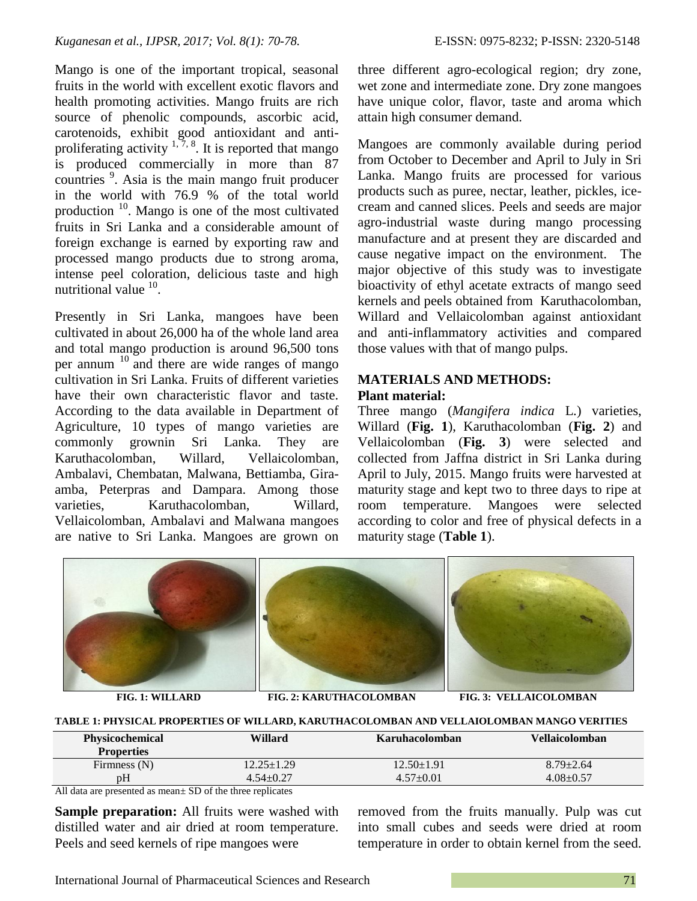Mango is one of the important tropical, seasonal fruits in the world with excellent exotic flavors and health promoting activities. Mango fruits are rich source of phenolic compounds, ascorbic acid, carotenoids, exhibit good antioxidant and anti-proliferating activity [1, 7, 8]. It is reported that mango is produced commercially in more than 87 countries [9]. Asia is the main mango fruit producer in the world with 76.9 % of the total world production [10]. Mango is one of the most cultivated fruits in Sri Lanka and a considerable amount of foreign exchange is earned by exporting raw and processed mango products due to strong aroma, intense peel coloration, delicious taste and high nutritional value [10].

Presently in Sri Lanka, mangoes have been cultivated in about 26,000 ha of the whole land area and total mango production is around 96,500 tons per annum [10] and there are wide ranges of mango cultivation in Sri Lanka. Fruits of different varieties have their own characteristic flavor and taste. According to the data available in Department of Agriculture, 10 types of mango varieties are commonly grownin Sri Lanka. They are Karuthacolomban, Willard, Vellaicolomban, Ambalavi, Chembatan, Malwana, Bettiamba, Gira-amba, Peterpras and Dampara. Among those varieties, Karuthacolomban, Willard, Vellaicolomban, Ambalavi and Malwana mangoes are native to Sri Lanka. Mangoes are grown on three different agro-ecological region; dry zone, wet zone and intermediate zone. Dry zone mangoes have unique color, flavor, taste and aroma which attain high consumer demand.

Mangoes are commonly available during period from October to December and April to July in Sri Lanka. Mango fruits are processed for various products such as puree, nectar, leather, pickles, ice-cream and canned slices. Peels and seeds are major agro-industrial waste during mango processing manufacture and at present they are discarded and cause negative impact on the environment. The major objective of this study was to investigate bioactivity of ethyl acetate extracts of mango seed kernels and peels obtained from Karuthacolomban, Willard and Vellaicolomban against antioxidant and anti-inflammatory activities and compared those values with that of mango pulps.

## MATERIALS AND METHODS:

### Plant material:

Three mango (*Mangifera indica* L.) varieties, Willard (**Fig. 1**), Karuthacolomban (**Fig. 2**) and Vellaicolomban (**Fig. 3**) were selected and collected from Jaffna district in Sri Lanka during April to July, 2015. Mango fruits were harvested at maturity stage and kept two to three days to ripe at room temperature. Mangoes were selected according to color and free of physical defects in a maturity stage (**Table 1**).

**FIG. 1: WILLARD** **FIG. 2: KARUTHACOLOMBAN** **FIG. 3: VELLAICOLOMBAN**

**TABLE 1: PHYSICAL PROPERTIES OF WILLARD, KARUTHACOLOMBAN AND VELLAIOLOMBAN MANGO VERITIES**

| Physicochemical Properties | Willard | Karuhacolomban | Vellaicolomban |
|---|---|---|---|
| Firmness (N) | 12.25±1.29 | 12.50±1.91 | 8.79±2.64 |
| pH | 4.54±0.27 | 4.57±0.01 | 4.08±0.57 |

All data are presented as mean± SD of the three replicates

**Sample preparation:** All fruits were washed with distilled water and air dried at room temperature. Peels and seed kernels of ripe mangoes were removed from the fruits manually. Pulp was cut into small cubes and seeds were dried at room temperature in order to obtain kernel from the seed.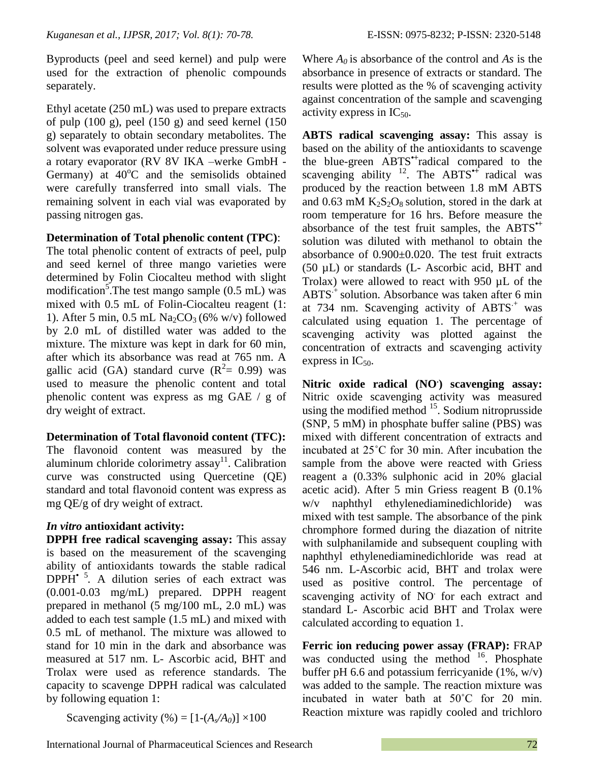Byproducts (peel and seed kernel) and pulp were used for the extraction of phenolic compounds separately.

Ethyl acetate (250 mL) was used to prepare extracts of pulp (100 g), peel (150 g) and seed kernel (150 g) separately to obtain secondary metabolites. The solvent was evaporated under reduce pressure using a rotary evaporator (RV 8V IKA –werke GmbH - Germany) at 40°C and the semisolids obtained were carefully transferred into small vials. The remaining solvent in each vial was evaporated by passing nitrogen gas.

**Determination of Total phenolic content (TPC)**: The total phenolic content of extracts of peel, pulp and seed kernel of three mango varieties were determined by Folin Ciocalteu method with slight modification[5].The test mango sample (0.5 mL) was mixed with 0.5 mL of Folin-Ciocalteu reagent (1: 1). After 5 min, 0.5 mL $Na_2CO_3$ (6% w/v) followed by 2.0 mL of distilled water was added to the mixture. The mixture was kept in dark for 60 min, after which its absorbance was read at 765 nm. A gallic acid (GA) standard curve ($R^2$= 0.99) was used to measure the phenolic content and total phenolic content was express as mg GAE / g of dry weight of extract.

**Determination of Total flavonoid content (TFC):** The flavonoid content was measured by the aluminum chloride colorimetry assay[11]. Calibration curve was constructed using Quercetine (QE) standard and total flavonoid content was express as mg QE/g of dry weight of extract.

***In vitro* antioxidant activity:**

**DPPH free radical scavenging assay:** This assay is based on the measurement of the scavenging ability of antioxidants towards the stable radical $DPPH^{\bullet}$ [5]. A dilution series of each extract was (0.001-0.03 mg/mL) prepared. DPPH reagent prepared in methanol (5 mg/100 mL, 2.0 mL) was added to each test sample (1.5 mL) and mixed with 0.5 mL of methanol. The mixture was allowed to stand for 10 min in the dark and absorbance was measured at 517 nm. L- Ascorbic acid, BHT and Trolax were used as reference standards. The capacity to scavenge DPPH radical was calculated by following equation 1:

$$\text{Scavenging activity (\%)} = [1-(A_s/A_0)] \times 100$$

Where $A_0$ is absorbance of the control and $As$ is the absorbance in presence of extracts or standard. The results were plotted as the % of scavenging activity against concentration of the sample and scavenging activity express in $IC_{50}$.

**ABTS radical scavenging assay:** This assay is based on the ability of the antioxidants to scavenge the blue-green $ABTS^{\bullet+}$radical compared to the scavenging ability [12]. The $ABTS^{\bullet+}$ radical was produced by the reaction between 1.8 mM ABTS and 0.63 mM $K_2S_2O_8$ solution, stored in the dark at room temperature for 16 hrs. Before measure the absorbance of the test fruit samples, the $ABTS^{\bullet+}$ solution was diluted with methanol to obtain the absorbance of 0.900±0.020. The test fruit extracts (50 µL) or standards (L- Ascorbic acid, BHT and Trolax) were allowed to react with 950 µL of the $ABTS^{\cdot+}$ solution. Absorbance was taken after 6 min at 734 nm. Scavenging activity of $ABTS^{\cdot+}$ was calculated using equation 1. The percentage of scavenging activity was plotted against the concentration of extracts and scavenging activity express in $IC_{50}$.

**Nitric oxide radical ($NO^{\cdot}$) scavenging assay:** Nitric oxide scavenging activity was measured using the modified method [15]. Sodium nitroprusside (SNP, 5 mM) in phosphate buffer saline (PBS) was mixed with different concentration of extracts and incubated at 25˚C for 30 min. After incubation the sample from the above were reacted with Griess reagent a (0.33% sulphonic acid in 20% glacial acetic acid). After 5 min Griess reagent B (0.1% w/v naphthyl ethylenediaminedichloride) was mixed with test sample. The absorbance of the pink chromphore formed during the diazation of nitrite with sulphanilamide and subsequent coupling with naphthyl ethylenediaminedichloride was read at 546 nm. L-Ascorbic acid, BHT and trolax were used as positive control. The percentage of scavenging activity of $NO^{\cdot}$ for each extract and standard L- Ascorbic acid BHT and Trolax were calculated according to equation 1.

**Ferric ion reducing power assay (FRAP):** FRAP was conducted using the method [16]. Phosphate buffer pH 6.6 and potassium ferricyanide (1%, w/v) was added to the sample. The reaction mixture was incubated in water bath at 50˚C for 20 min. Reaction mixture was rapidly cooled and trichloro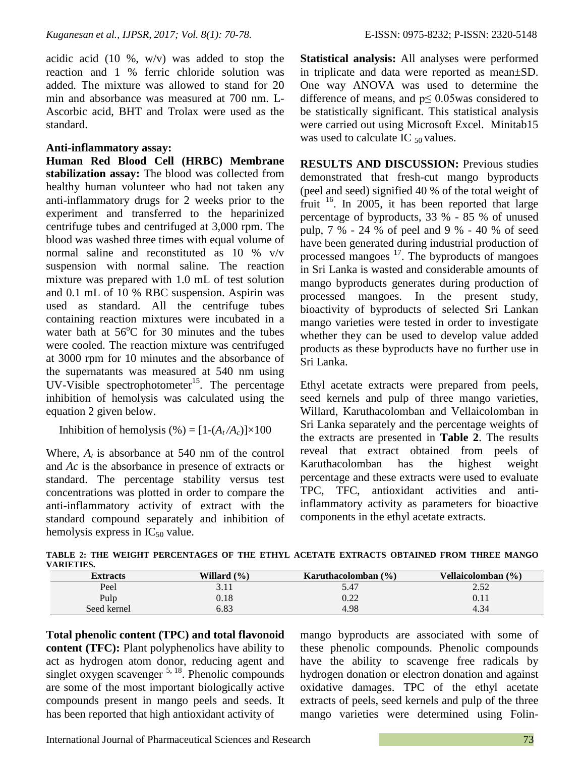acidic acid (10 %, w/v) was added to stop the reaction and 1 % ferric chloride solution was added. The mixture was allowed to stand for 20 min and absorbance was measured at 700 nm. L-Ascorbic acid, BHT and Trolax were used as the standard.

**Anti-inflammatory assay:**

**Human Red Blood Cell (HRBC) Membrane stabilization assay:** The blood was collected from healthy human volunteer who had not taken any anti-inflammatory drugs for 2 weeks prior to the experiment and transferred to the heparinized centrifuge tubes and centrifuged at 3,000 rpm. The blood was washed three times with equal volume of normal saline and reconstituted as 10 % v/v suspension with normal saline. The reaction mixture was prepared with 1.0 mL of test solution and 0.1 mL of 10 % RBC suspension. Aspirin was used as standard. All the centrifuge tubes containing reaction mixtures were incubated in a water bath at 56$^{o}$C for 30 minutes and the tubes were cooled. The reaction mixture was centrifuged at 3000 rpm for 10 minutes and the absorbance of the supernatants was measured at 540 nm using UV-Visible spectrophotometer[15]. The percentage inhibition of hemolysis was calculated using the equation 2 given below.

$$\text{Inhibition of hemolysis (\%)} = [1-(A_t/A_c)]\times 100$$

Where, $A_t$ is absorbance at 540 nm of the control and $Ac$ is the absorbance in presence of extracts or standard. The percentage stability versus test concentrations was plotted in order to compare the anti-inflammatory activity of extract with the standard compound separately and inhibition of hemolysis express in $IC_{50}$ value.

**Statistical analysis:** All analyses were performed in triplicate and data were reported as mean±SD. One way ANOVA was used to determine the difference of means, and $p \leq 0.05$was considered to be statistically significant. This statistical analysis were carried out using Microsoft Excel. Minitab15 was used to calculate IC $_{50}$ values.

**RESULTS AND DISCUSSION:** Previous studies demonstrated that fresh-cut mango byproducts (peel and seed) signified 40 % of the total weight of fruit [16]. In 2005, it has been reported that large percentage of byproducts, 33 % - 85 % of unused pulp, 7 % - 24 % of peel and 9 % - 40 % of seed have been generated during industrial production of processed mangoes [17]. The byproducts of mangoes in Sri Lanka is wasted and considerable amounts of mango byproducts generates during production of processed mangoes. In the present study, bioactivity of byproducts of selected Sri Lankan mango varieties were tested in order to investigate whether they can be used to develop value added products as these byproducts have no further use in Sri Lanka.

Ethyl acetate extracts were prepared from peels, seed kernels and pulp of three mango varieties, Willard, Karuthacolomban and Vellaicolomban in Sri Lanka separately and the percentage weights of the extracts are presented in **Table 2**. The results reveal that extract obtained from peels of Karuthacolomban has the highest weight percentage and these extracts were used to evaluate TPC, TFC, antioxidant activities and anti-inflammatory activity as parameters for bioactive components in the ethyl acetate extracts.

**TABLE 2: THE WEIGHT PERCENTAGES OF THE ETHYL ACETATE EXTRACTS OBTAINED FROM THREE MANGO VARIETIES.**

| Extracts | Willard (%) | Karuthacolomban (%) | Vellaicolomban (%) |
|---|---|---|---|
| Peel | 3.11 | 5.47 | 2.52 |
| Pulp | 0.18 | 0.22 | 0.11 |
| Seed kernel | 6.83 | 4.98 | 4.34 |

**Total phenolic content (TPC) and total flavonoid content (TFC):** Plant polyphenolics have ability to act as hydrogen atom donor, reducing agent and singlet oxygen scavenger [5, 18]. Phenolic compounds are some of the most important biologically active compounds present in mango peels and seeds. It has been reported that high antioxidant activity of mango byproducts are associated with some of these phenolic compounds. Phenolic compounds have the ability to scavenge free radicals by hydrogen donation or electron donation and against oxidative damages. TPC of the ethyl acetate extracts of peels, seed kernels and pulp of the three mango varieties were determined using Folin-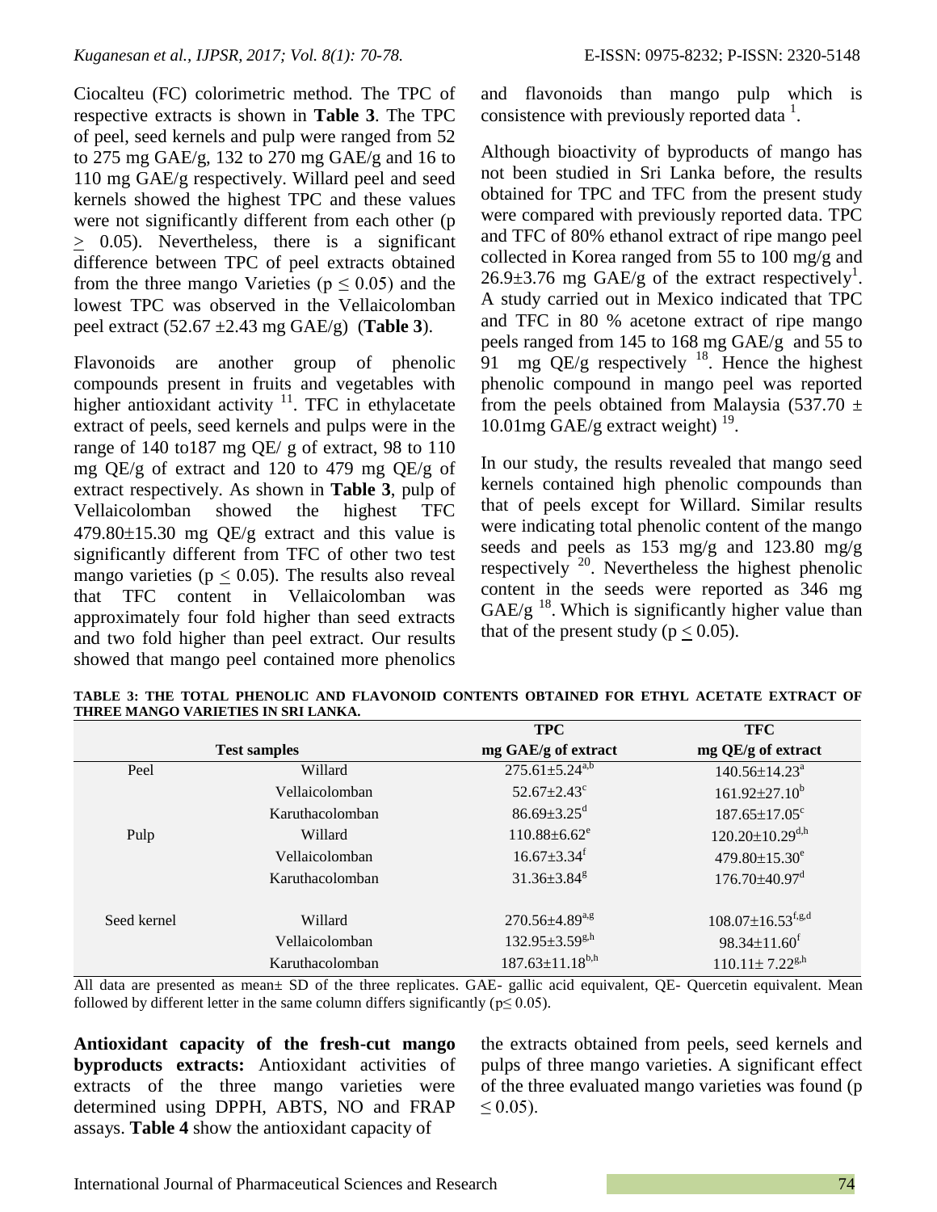Ciocalteu (FC) colorimetric method. The TPC of respective extracts is shown in **Table 3**. The TPC of peel, seed kernels and pulp were ranged from 52 to 275 mg GAE/g, 132 to 270 mg GAE/g and 16 to 110 mg GAE/g respectively. Willard peel and seed kernels showed the highest TPC and these values were not significantly different from each other ($p \geq 0.05$). Nevertheless, there is a significant difference between TPC of peel extracts obtained from the three mango Varieties ($p \leq 0.05$) and the lowest TPC was observed in the Vellaicolomban peel extract (52.67 ±2.43 mg GAE/g) (**Table 3**).

Flavonoids are another group of phenolic compounds present in fruits and vegetables with higher antioxidant activity [11]. TFC in ethylacetate extract of peels, seed kernels and pulps were in the range of 140 to187 mg QE/ g of extract, 98 to 110 mg QE/g of extract and 120 to 479 mg QE/g of extract respectively. As shown in **Table 3**, pulp of Vellaicolomban showed the highest TFC 479.80±15.30 mg QE/g extract and this value is significantly different from TFC of other two test mango varieties ($p \leq 0.05$). The results also reveal that TFC content in Vellaicolomban was approximately four fold higher than seed extracts and two fold higher than peel extract. Our results showed that mango peel contained more phenolics and flavonoids than mango pulp which is consistence with previously reported data [1].

Although bioactivity of byproducts of mango has not been studied in Sri Lanka before, the results obtained for TPC and TFC from the present study were compared with previously reported data. TPC and TFC of 80% ethanol extract of ripe mango peel collected in Korea ranged from 55 to 100 mg/g and 26.9±3.76 mg GAE/g of the extract respectively[1]. A study carried out in Mexico indicated that TPC and TFC in 80 % acetone extract of ripe mango peels ranged from 145 to 168 mg GAE/g and 55 to 91 mg QE/g respectively [18]. Hence the highest phenolic compound in mango peel was reported from the peels obtained from Malaysia (537.70 ± 10.01mg GAE/g extract weight) [19].

In our study, the results revealed that mango seed kernels contained high phenolic compounds than that of peels except for Willard. Similar results were indicating total phenolic content of the mango seeds and peels as 153 mg/g and 123.80 mg/g respectively [20]. Nevertheless the highest phenolic content in the seeds were reported as 346 mg GAE/g [18]. Which is significantly higher value than that of the present study ($p \leq 0.05$).

**TABLE 3: THE TOTAL PHENOLIC AND FLAVONOID CONTENTS OBTAINED FOR ETHYL ACETATE EXTRACT OF THREE MANGO VARIETIES IN SRI LANKA.**

| Test samples | | TPC mg GAE/g of extract | TFC mg QE/g of extract |
|---|---|---|---|
| Peel | Willard | $275.61 \pm 5.24^{a,b}$ | $140.56 \pm 14.23^{a}$ |
| | Vellaicolomban | $52.67 \pm 2.43^{c}$ | $161.92 \pm 27.10^{b}$ |
| | Karuthacolomban | $86.69 \pm 3.25^{d}$ | $187.65 \pm 17.05^{c}$ |
| Pulp | Willard | $110.88 \pm 6.62^{e}$ | $120.20 \pm 10.29^{d,h}$ |
| | Vellaicolomban | $16.67 \pm 3.34^{f}$ | $479.80 \pm 15.30^{e}$ |
| | Karuthacolomban | $31.36 \pm 3.84^{g}$ | $176.70 \pm 40.97^{d}$ |
| Seed kernel | Willard | $270.56 \pm 4.89^{a,g}$ | $108.07 \pm 16.53^{f,g,d}$ |
| | Vellaicolomban | $132.95 \pm 3.59^{g,h}$ | $98.34 \pm 11.60^{f}$ |
| | Karuthacolomban | $187.63 \pm 11.18^{b,h}$ | $110.11 \pm 7.22^{g,h}$ |

All data are presented as mean± SD of the three replicates. GAE- gallic acid equivalent, QE- Quercetin equivalent. Mean followed by different letter in the same column differs significantly ($p \leq 0.05$).

**Antioxidant capacity of the fresh-cut mango byproducts extracts:** Antioxidant activities of extracts of the three mango varieties were determined using DPPH, ABTS, NO and FRAP assays. **Table 4** show the antioxidant capacity of the extracts obtained from peels, seed kernels and pulps of three mango varieties. A significant effect of the three evaluated mango varieties was found ($p \leq 0.05$).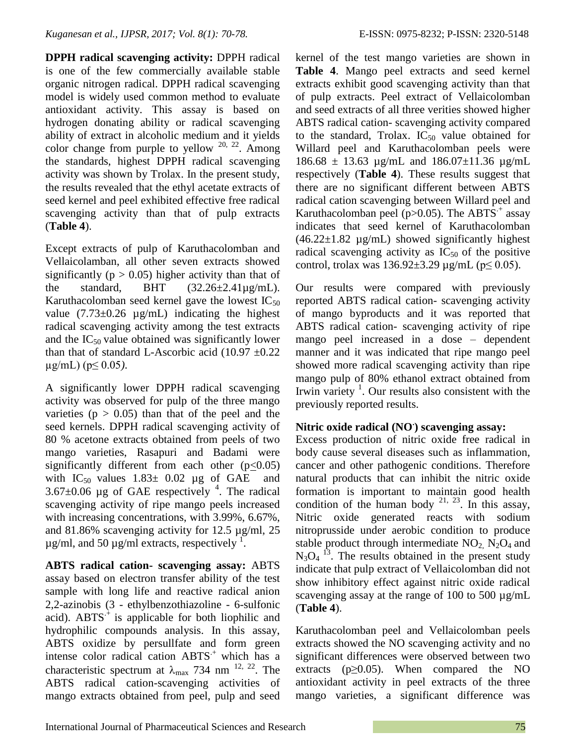**DPPH radical scavenging activity:** DPPH radical is one of the few commercially available stable organic nitrogen radical. DPPH radical scavenging model is widely used common method to evaluate antioxidant activity. This assay is based on hydrogen donating ability or radical scavenging ability of extract in alcoholic medium and it yields color change from purple to yellow [20, 22]. Among the standards, highest DPPH radical scavenging activity was shown by Trolax. In the present study, the results revealed that the ethyl acetate extracts of seed kernel and peel exhibited effective free radical scavenging activity than that of pulp extracts (**Table 4**).

Except extracts of pulp of Karuthacolomban and Vellaicolamban, all other seven extracts showed significantly ($p > 0.05$) higher activity than that of the standard, BHT (32.26±2.41µg/mL). Karuthacolomban seed kernel gave the lowest $IC_{50}$ value (7.73±0.26 µg/mL) indicating the highest radical scavenging activity among the test extracts and the $IC_{50}$ value obtained was significantly lower than that of standard L-Ascorbic acid (10.97 ±0.22 µg/mL) ($p \leq 0.05$).

A significantly lower DPPH radical scavenging activity was observed for pulp of the three mango varieties ($p > 0.05$) than that of the peel and the seed kernels. DPPH radical scavenging activity of 80 % acetone extracts obtained from peels of two mango varieties, Rasapuri and Badami were significantly different from each other ($p \leq 0.05$) with $IC_{50}$ values 1.83± 0.02 µg of GAE and 3.67±0.06 µg of GAE respectively [4]. The radical scavenging activity of ripe mango peels increased with increasing concentrations, with 3.99%, 6.67%, and 81.86% scavenging activity for 12.5 µg/ml, 25 µg/ml, and 50 µg/ml extracts, respectively [1].

**ABTS radical cation- scavenging assay:** ABTS assay based on electron transfer ability of the test sample with long life and reactive radical anion 2,2-azinobis (3 - ethylbenzothiazoline - 6-sulfonic acid). $ABTS^{\cdot +}$ is applicable for both liophilic and hydrophilic compounds analysis. In this assay, ABTS oxidize by persullfate and form green intense color radical cation $ABTS^{\cdot +}$ which has a characteristic spectrum at $\lambda_{max}$ 734 nm [12, 22]. The ABTS radical cation-scavenging activities of mango extracts obtained from peel, pulp and seed kernel of the test mango varieties are shown in **Table 4**. Mango peel extracts and seed kernel extracts exhibit good scavenging activity than that of pulp extracts. Peel extract of Vellaicolomban and seed extracts of all three verities showed higher ABTS radical cation- scavenging activity compared to the standard, Trolax. $IC_{50}$ value obtained for Willard peel and Karuthacolomban peels were 186.68 ± 13.63 µg/mL and 186.07±11.36 µg/mL respectively (**Table 4**). These results suggest that there are no significant different between ABTS radical cation scavenging between Willard peel and Karuthacolomban peel ($p > 0.05$). The $ABTS^{\cdot +}$ assay indicates that seed kernel of Karuthacolomban (46.22±1.82 µg/mL) showed significantly highest radical scavenging activity as $IC_{50}$ of the positive control, trolax was 136.92±3.29 µg/mL ($p \leq 0.05$).

Our results were compared with previously reported ABTS radical cation- scavenging activity of mango byproducts and it was reported that ABTS radical cation- scavenging activity of ripe mango peel increased in a dose – dependent manner and it was indicated that ripe mango peel showed more radical scavenging activity than ripe mango pulp of 80% ethanol extract obtained from Irwin variety [1]. Our results also consistent with the previously reported results.

**Nitric oxide radical ($NO^{\cdot}$) scavenging assay:** Excess production of nitric oxide free radical in body cause several diseases such as inflammation, cancer and other pathogenic conditions. Therefore natural products that can inhibit the nitric oxide formation is important to maintain good health condition of the human body [21, 23]. In this assay, Nitric oxide generated reacts with sodium nitroprusside under aerobic condition to produce stable product through intermediate $NO_2$, $N_2O_4$ and $N_3O_4$ [13]. The results obtained in the present study indicate that pulp extract of Vellaicolomban did not show inhibitory effect against nitric oxide radical scavenging assay at the range of 100 to 500 µg/mL (**Table 4**).

Karuthacolomban peel and Vellaicolomban peels extracts showed the NO scavenging activity and no significant differences were observed between two extracts ($p \geq 0.05$). When compared the NO antioxidant activity in peel extracts of the three mango varieties, a significant difference was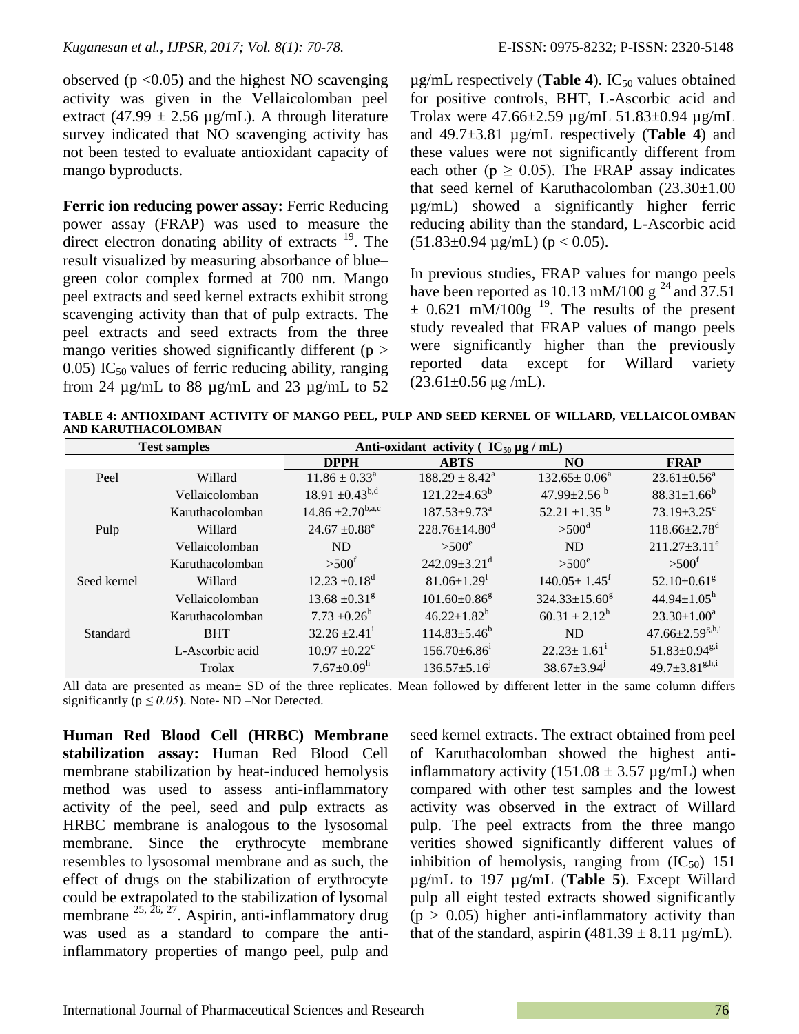observed ($p < 0.05$) and the highest NO scavenging activity was given in the Vellaicolomban peel extract ($47.99 \pm 2.56$ µg/mL). A through literature survey indicated that NO scavenging activity has not been tested to evaluate antioxidant capacity of mango byproducts.

**Ferric ion reducing power assay:** Ferric Reducing power assay (FRAP) was used to measure the direct electron donating ability of extracts [19]. The result visualized by measuring absorbance of blue–green color complex formed at 700 nm. Mango peel extracts and seed kernel extracts exhibit strong scavenging activity than that of pulp extracts. The peel extracts and seed extracts from the three mango verities showed significantly different ($p > 0.05$) $IC_{50}$ values of ferric reducing ability, ranging from 24 µg/mL to 88 µg/mL and 23 µg/mL to 52 µg/mL respectively (**Table 4**). $IC_{50}$ values obtained for positive controls, BHT, L-Ascorbic acid and Trolax were 47.66±2.59 µg/mL 51.83±0.94 µg/mL and 49.7±3.81 µg/mL respectively (**Table 4**) and these values were not significantly different from each other ($p \geq 0.05$). The FRAP assay indicates that seed kernel of Karuthacolomban (23.30±1.00 µg/mL) showed a significantly higher ferric reducing ability than the standard, L-Ascorbic acid (51.83±0.94 µg/mL) ($p < 0.05$).

In previous studies, FRAP values for mango peels have been reported as 10.13 mM/100 g [24] and 37.51 ± 0.621 mM/100g [19]. The results of the present study revealed that FRAP values of mango peels were significantly higher than the previously reported data except for Willard variety (23.61±0.56 µg /mL).

**TABLE 4: ANTIOXIDANT ACTIVITY OF MANGO PEEL, PULP AND SEED KERNEL OF WILLARD, VELLAICOLOMBAN AND KARUTHACOLOMBAN**

| Test samples | | Anti-oxidant activity ( $IC_{50}$ µg / mL) | | | |
|---|---|---|---|---|---|
| | | **DPPH** | **ABTS** | **NO** | **FRAP** |
| Peel | Willard | $11.86 \pm 0.33^{a}$ | $188.29 \pm 8.42^{a}$ | $132.65 \pm 0.06^{a}$ | $23.61 \pm 0.56^{a}$ |
| | Vellaicolomban | $18.91 \pm 0.43^{b,d}$ | $121.22 \pm 4.63^{b}$ | $47.99 \pm 2.56^{b}$ | $88.31 \pm 1.66^{b}$ |
| | Karuthacolomban | $14.86 \pm 2.70^{b,a,c}$ | $187.53 \pm 9.73^{a}$ | $52.21 \pm 1.35^{b}$ | $73.19 \pm 3.25^{c}$ |
| Pulp | Willard | $24.67 \pm 0.88^{e}$ | $228.76 \pm 14.80^{d}$ | $>500^{d}$ | $118.66 \pm 2.78^{d}$ |
| | Vellaicolomban | ND | $>500^{e}$ | ND | $211.27 \pm 3.11^{e}$ |
| | Karuthacolomban | $>500^{f}$ | $242.09 \pm 3.21^{d}$ | $>500^{e}$ | $>500^{f}$ |
| Seed kernel | Willard | $12.23 \pm 0.18^{d}$ | $81.06 \pm 1.29^{f}$ | $140.05 \pm 1.45^{f}$ | $52.10 \pm 0.61^{g}$ |
| | Vellaicolomban | $13.68 \pm 0.31^{g}$ | $101.60 \pm 0.86^{g}$ | $324.33 \pm 15.60^{g}$ | $44.94 \pm 1.05^{h}$ |
| | Karuthacolomban | $7.73 \pm 0.26^{h}$ | $46.22 \pm 1.82^{h}$ | $60.31 \pm 2.12^{h}$ | $23.30 \pm 1.00^{a}$ |
| Standard | BHT | $32.26 \pm 2.41^{i}$ | $114.83 \pm 5.46^{b}$ | ND | $47.66 \pm 2.59^{g,h,i}$ |
| | L-Ascorbic acid | $10.97 \pm 0.22^{c}$ | $156.70 \pm 6.86^{i}$ | $22.23 \pm 1.61^{i}$ | $51.83 \pm 0.94^{g,i}$ |
| | Trolax | $7.67 \pm 0.09^{h}$ | $136.57 \pm 5.16^{j}$ | $38.67 \pm 3.94^{j}$ | $49.7 \pm 3.81^{g,h,i}$ |

All data are presented as mean± SD of the three replicates. Mean followed by different letter in the same column differs significantly ($p \leq 0.05$). Note- ND –Not Detected.

**Human Red Blood Cell (HRBC) Membrane stabilization assay:** Human Red Blood Cell membrane stabilization by heat-induced hemolysis method was used to assess anti-inflammatory activity of the peel, seed and pulp extracts as HRBC membrane is analogous to the lysosomal membrane. Since the erythrocyte membrane resembles to lysosomal membrane and as such, the effect of drugs on the stabilization of erythrocyte could be extrapolated to the stabilization of lysomal membrane [25, 26, 27]. Aspirin, anti-inflammatory drug was used as a standard to compare the anti-inflammatory properties of mango peel, pulp and seed kernel extracts. The extract obtained from peel of Karuthacolomban showed the highest anti-inflammatory activity ($151.08 \pm 3.57$ µg/mL) when compared with other test samples and the lowest activity was observed in the extract of Willard pulp. The peel extracts from the three mango verities showed significantly different values of inhibition of hemolysis, ranging from ($IC_{50}$) 151 µg/mL to 197 µg/mL (**Table 5**). Except Willard pulp all eight tested extracts showed significantly ($p > 0.05$) higher anti-inflammatory activity than that of the standard, aspirin ($481.39 \pm 8.11$ µg/mL).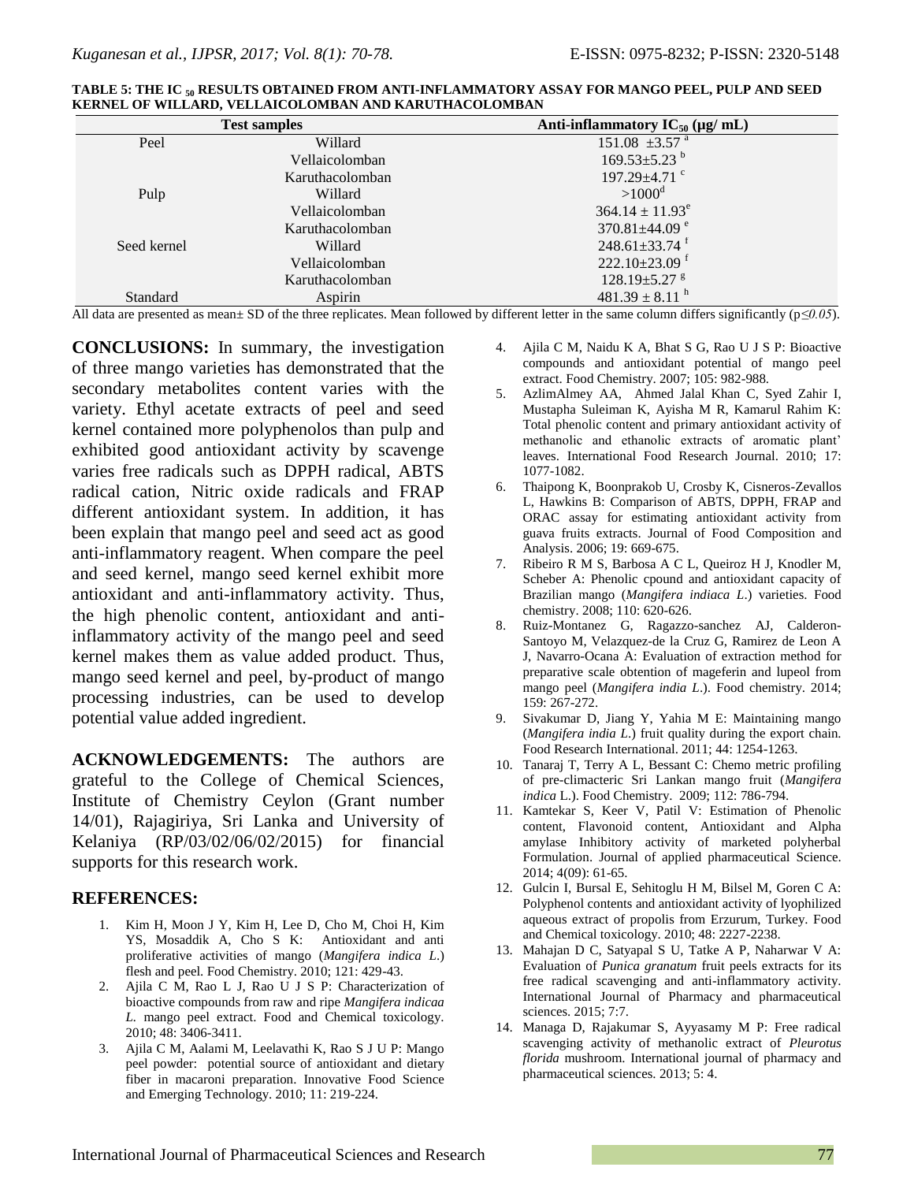**TABLE 5: THE $IC_{50}$ RESULTS OBTAINED FROM ANTI-INFLAMMATORY ASSAY FOR MANGO PEEL, PULP AND SEED KERNEL OF WILLARD, VELLAICOLOMBAN AND KARUTHACOLOMBAN**

| Test samples | | Anti-inflammatory $IC_{50}$ (µg/ mL) |
|---|---|---|
| Peel | Willard | $151.08 \pm 3.57^{a}$ |
| | Vellaicolomban | $169.53 \pm 5.23^{b}$ |
| | Karuthacolomban | $197.29 \pm 4.71^{c}$ |
| Pulp | Willard | $>1000^{d}$ |
| | Vellaicolomban | $364.14 \pm 11.93^{e}$ |
| | Karuthacolomban | $370.81 \pm 44.09^{e}$ |
| Seed kernel | Willard | $248.61 \pm 33.74^{f}$ |
| | Vellaicolomban | $222.10 \pm 23.09^{f}$ |
| | Karuthacolomban | $128.19 \pm 5.27^{g}$ |
| Standard | Aspirin | $481.39 \pm 8.11^{h}$ |

All data are presented as mean± SD of the three replicates. Mean followed by different letter in the same column differs significantly ($p \leq 0.05$).

**CONCLUSIONS:** In summary, the investigation of three mango varieties has demonstrated that the secondary metabolites content varies with the variety. Ethyl acetate extracts of peel and seed kernel contained more polyphenolos than pulp and exhibited good antioxidant activity by scavenge varies free radicals such as DPPH radical, ABTS radical cation, Nitric oxide radicals and FRAP different antioxidant system. In addition, it has been explain that mango peel and seed act as good anti-inflammatory reagent. When compare the peel and seed kernel, mango seed kernel exhibit more antioxidant and anti-inflammatory activity. Thus, the high phenolic content, antioxidant and anti-inflammatory activity of the mango peel and seed kernel makes them as value added product. Thus, mango seed kernel and peel, by-product of mango processing industries, can be used to develop potential value added ingredient.

**ACKNOWLEDGEMENTS:** The authors are grateful to the College of Chemical Sciences, Institute of Chemistry Ceylon (Grant number 14/01), Rajagiriya, Sri Lanka and University of Kelaniya (RP/03/02/06/02/2015) for financial supports for this research work.

## REFERENCES:

1. Kim H, Moon J Y, Kim H, Lee D, Cho M, Choi H, Kim YS, Mosaddik A, Cho S K: Antioxidant and anti proliferative activities of mango (*Mangifera indica L.*) flesh and peel. Food Chemistry. 2010; 121: 429-43.
2. Ajila C M, Rao L J, Rao U J S P: Characterization of bioactive compounds from raw and ripe *Mangifera indicaa L.* mango peel extract. Food and Chemical toxicology. 2010; 48: 3406-3411.
3. Ajila C M, Aalami M, Leelavathi K, Rao S J U P: Mango peel powder: potential source of antioxidant and dietary fiber in macaroni preparation. Innovative Food Science and Emerging Technology. 2010; 11: 219-224.
4. Ajila C M, Naidu K A, Bhat S G, Rao U J S P: Bioactive compounds and antioxidant potential of mango peel extract. Food Chemistry. 2007; 105: 982-988.
5. AzlimAlmey AA, Ahmed Jalal Khan C, Syed Zahir I, Mustapha Suleiman K, Ayisha M R, Kamarul Rahim K: Total phenolic content and primary antioxidant activity of methanolic and ethanolic extracts of aromatic plant' leaves. International Food Research Journal. 2010; 17: 1077-1082.
6. Thaipong K, Boonprakob U, Crosby K, Cisneros-Zevallos L, Hawkins B: Comparison of ABTS, DPPH, FRAP and ORAC assay for estimating antioxidant activity from guava fruits extracts. Journal of Food Composition and Analysis. 2006; 19: 669-675.
7. Ribeiro R M S, Barbosa A C L, Queiroz H J, Knodler M, Scheber A: Phenolic cpound and antioxidant capacity of Brazilian mango (*Mangifera indiaca L.*) varieties. Food chemistry. 2008; 110: 620-626.
8. Ruiz-Montanez G, Ragazzo-sanchez AJ, Calderon-Santoyo M, Velazquez-de la Cruz G, Ramirez de Leon A J, Navarro-Ocana A: Evaluation of extraction method for preparative scale obtention of mageferin and lupeol from mango peel (*Mangifera india L.*). Food chemistry. 2014; 159: 267-272.
9. Sivakumar D, Jiang Y, Yahia M E: Maintaining mango (*Mangifera india L.*) fruit quality during the export chain. Food Research International. 2011; 44: 1254-1263.
10. Tanaraj T, Terry A L, Bessant C: Chemo metric profiling of pre-climacteric Sri Lankan mango fruit (*Mangifera indica* L.). Food Chemistry. 2009; 112: 786-794.
11. Kamtekar S, Keer V, Patil V: Estimation of Phenolic content, Flavonoid content, Antioxidant and Alpha amylase Inhibitory activity of marketed polyherbal Formulation. Journal of applied pharmaceutical Science. 2014; 4(09): 61-65.
12. Gulcin I, Bursal E, Sehitoglu H M, Bilsel M, Goren C A: Polyphenol contents and antioxidant activity of lyophilized aqueous extract of propolis from Erzurum, Turkey. Food and Chemical toxicology. 2010; 48: 2227-2238.
13. Mahajan D C, Satyapal S U, Tatke A P, Naharwar V A: Evaluation of *Punica granatum* fruit peels extracts for its free radical scavenging and anti-inflammatory activity. International Journal of Pharmacy and pharmaceutical sciences. 2015; 7:7.
14. Managa D, Rajakumar S, Ayyasamy M P: Free radical scavenging activity of methanolic extract of *Pleurotus florida* mushroom. International journal of pharmacy and pharmaceutical sciences. 2013; 5: 4.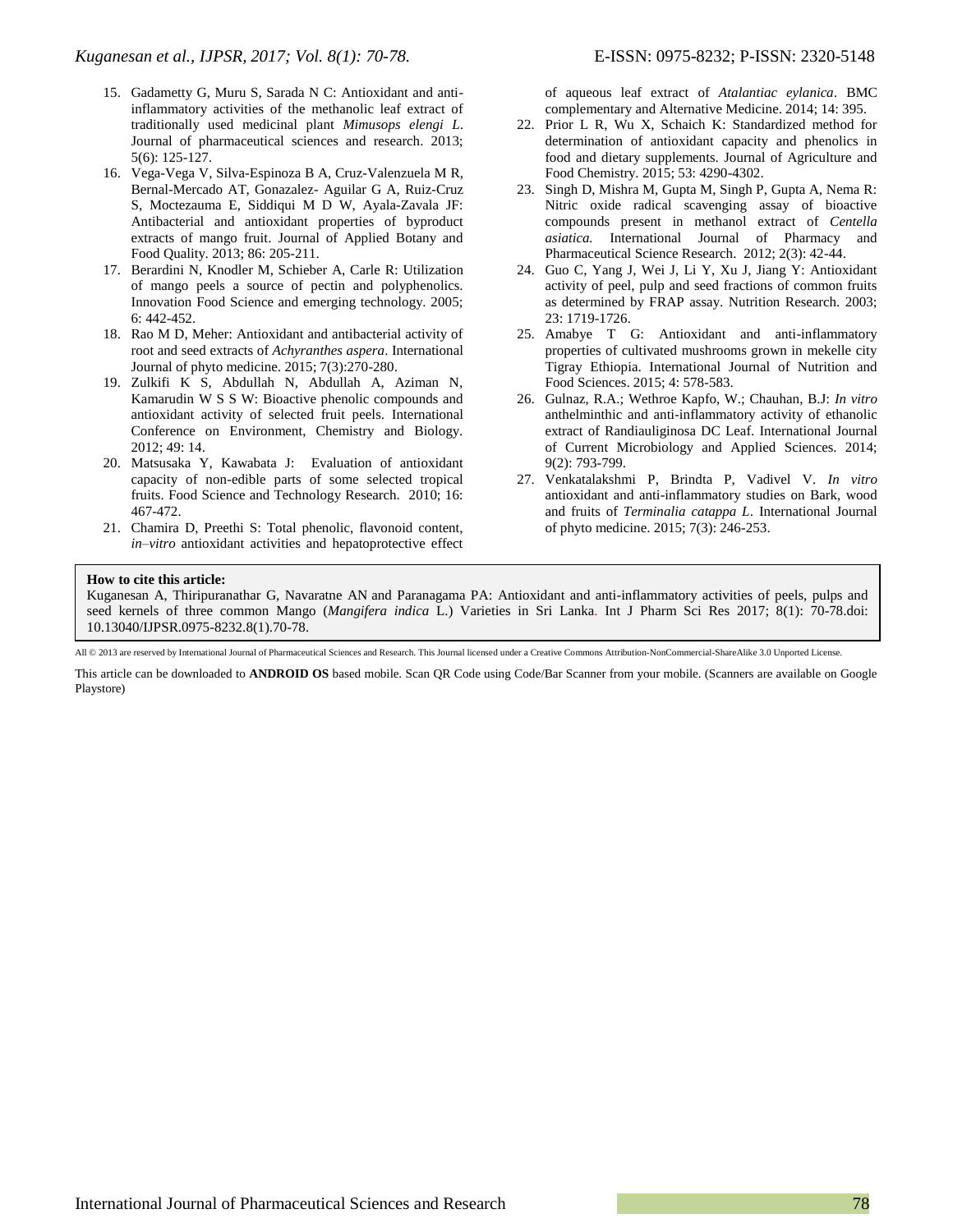15. Gadametty G, Muru S, Sarada N C: Antioxidant and anti-inflammatory activities of the methanolic leaf extract of traditionally used medicinal plant *Mimusops elengi L*. Journal of pharmaceutical sciences and research. 2013; 5(6): 125-127.
16. Vega-Vega V, Silva-Espinoza B A, Cruz-Valenzuela M R, Bernal-Mercado AT, Gonazalez- Aguilar G A, Ruiz-Cruz S, Moctezauma E, Siddiqui M D W, Ayala-Zavala JF: Antibacterial and antioxidant properties of byproduct extracts of mango fruit. Journal of Applied Botany and Food Quality. 2013; 86: 205-211.
17. Berardini N, Knodler M, Schieber A, Carle R: Utilization of mango peels a source of pectin and polyphenolics. Innovation Food Science and emerging technology. 2005; 6: 442-452.
18. Rao M D, Meher: Antioxidant and antibacterial activity of root and seed extracts of *Achyranthes aspera*. International Journal of phyto medicine. 2015; 7(3):270-280.
19. Zulkifi K S, Abdullah N, Abdullah A, Aziman N, Kamarudin W S S W: Bioactive phenolic compounds and antioxidant activity of selected fruit peels. International Conference on Environment, Chemistry and Biology. 2012; 49: 14.
20. Matsusaka Y, Kawabata J: Evaluation of antioxidant capacity of non-edible parts of some selected tropical fruits. Food Science and Technology Research. 2010; 16: 467-472.
21. Chamira D, Preethi S: Total phenolic, flavonoid content, *in–vitro* antioxidant activities and hepatoprotective effect of aqueous leaf extract of *Atalantiac eylanica*. BMC complementary and Alternative Medicine. 2014; 14: 395.
22. Prior L R, Wu X, Schaich K: Standardized method for determination of antioxidant capacity and phenolics in food and dietary supplements. Journal of Agriculture and Food Chemistry. 2015; 53: 4290-4302.
23. Singh D, Mishra M, Gupta M, Singh P, Gupta A, Nema R: Nitric oxide radical scavenging assay of bioactive compounds present in methanol extract of *Centella asiatica.* International Journal of Pharmacy and Pharmaceutical Science Research. 2012; 2(3): 42-44.
24. Guo C, Yang J, Wei J, Li Y, Xu J, Jiang Y: Antioxidant activity of peel, pulp and seed fractions of common fruits as determined by FRAP assay. Nutrition Research. 2003; 23: 1719-1726.
25. Amabye T G: Antioxidant and anti-inflammatory properties of cultivated mushrooms grown in mekelle city Tigray Ethiopia. International Journal of Nutrition and Food Sciences. 2015; 4: 578-583.
26. Gulnaz, R.A.; Wethroe Kapfo, W.; Chauhan, B.J: *In vitro* anthelminthic and anti-inflammatory activity of ethanolic extract of Randiauliginosa DC Leaf. International Journal of Current Microbiology and Applied Sciences. 2014; 9(2): 793-799.
27. Venkatalakshmi P, Brindta P, Vadivel V. *In vitro* antioxidant and anti-inflammatory studies on Bark, wood and fruits of *Terminalia catappa L*. International Journal of phyto medicine. 2015; 7(3): 246-253.

**How to cite this article:**

Kuganesan A, Thiripuranathar G, Navaratne AN and Paranagama PA: Antioxidant and anti-inflammatory activities of peels, pulps and seed kernels of three common Mango (*Mangifera indica* L.) Varieties in Sri Lanka. Int J Pharm Sci Res 2017; 8(1): 70-78.doi: 10.13040/IJPSR.0975-8232.8(1).70-78.

All © 2013 are reserved by International Journal of Pharmaceutical Sciences and Research. This Journal licensed under a Creative Commons Attribution-NonCommercial-ShareAlike 3.0 Unported License.

This article can be downloaded to **ANDROID OS** based mobile. Scan QR Code using Code/Bar Scanner from your mobile. (Scanners are available on Google Playstore)